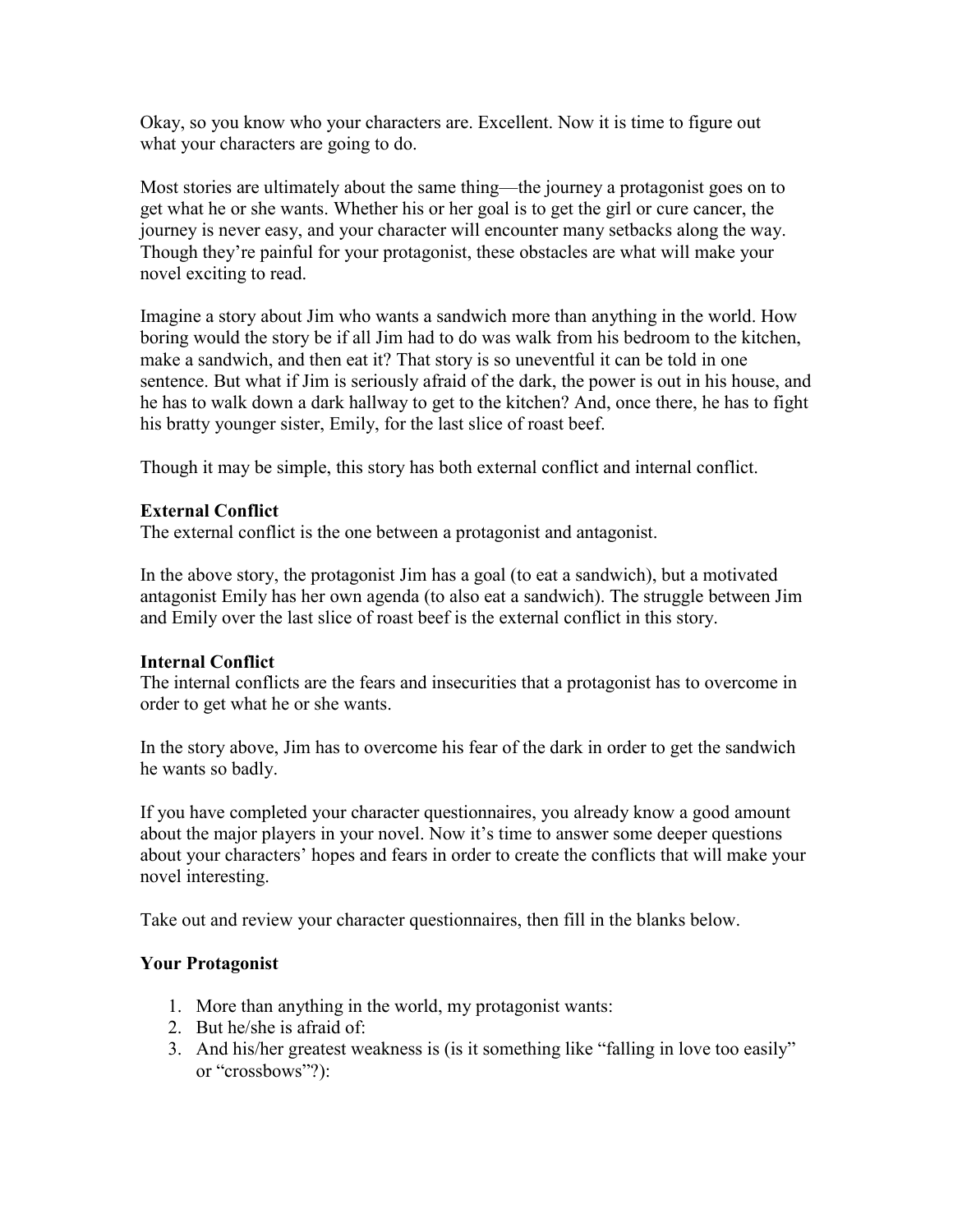Okay, so you know who your characters are. Excellent. Now it is time to figure out what your characters are going to do.

Most stories are ultimately about the same thing—the journey a protagonist goes on to get what he or she wants. Whether his or her goal is to get the girl or cure cancer, the journey is never easy, and your character will encounter many setbacks along the way. Though they're painful for your protagonist, these obstacles are what will make your novel exciting to read.

Imagine a story about Jim who wants a sandwich more than anything in the world. How boring would the story be if all Jim had to do was walk from his bedroom to the kitchen, make a sandwich, and then eat it? That story is so uneventful it can be told in one sentence. But what if Jim is seriously afraid of the dark, the power is out in his house, and he has to walk down a dark hallway to get to the kitchen? And, once there, he has to fight his bratty younger sister, Emily, for the last slice of roast beef.

Though it may be simple, this story has both external conflict and internal conflict.

**External Conflict**

The external conflict is the one between a protagonist and antagonist.

In the above story, the protagonist Jim has a goal (to eat a sandwich), but a motivated antagonist Emily has her own agenda (to also eat a sandwich). The struggle between Jim and Emily over the last slice of roast beef is the external conflict in this story.

**Internal Conflict**

The internal conflicts are the fears and insecurities that a protagonist has to overcome in order to get what he or she wants.

In the story above, Jim has to overcome his fear of the dark in order to get the sandwich he wants so badly.

If you have completed your character questionnaires, you already know a good amount about the major players in your novel. Now it's time to answer some deeper questions about your characters' hopes and fears in order to create the conflicts that will make your novel interesting.

Take out and review your character questionnaires, then fill in the blanks below.

**Your Protagonist**

1. More than anything in the world, my protagonist wants:
2. But he/she is afraid of:
3. And his/her greatest weakness is (is it something like "falling in love too easily" or "crossbows"?):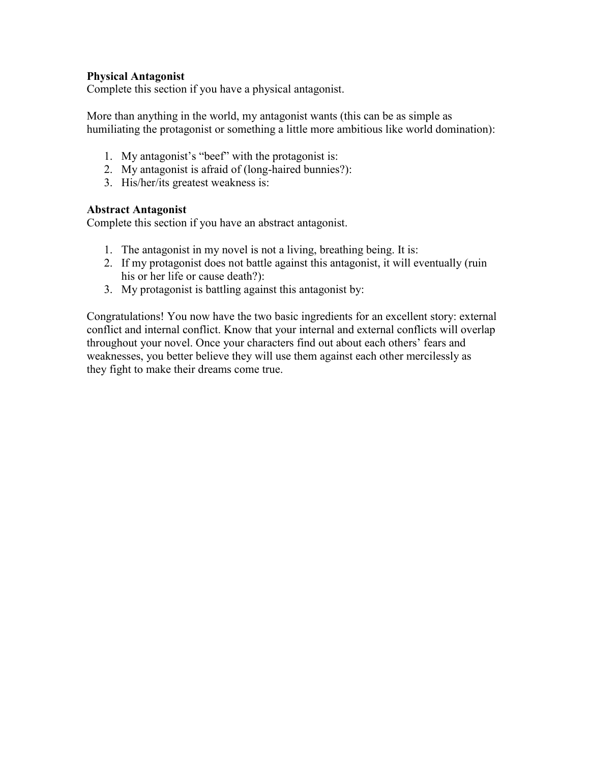**Physical Antagonist**

Complete this section if you have a physical antagonist.

More than anything in the world, my antagonist wants (this can be as simple as humiliating the protagonist or something a little more ambitious like world domination):

1. My antagonist's "beef" with the protagonist is:
2. My antagonist is afraid of (long-haired bunnies?):
3. His/her/its greatest weakness is:

**Abstract Antagonist**

Complete this section if you have an abstract antagonist.

1. The antagonist in my novel is not a living, breathing being. It is:
2. If my protagonist does not battle against this antagonist, it will eventually (ruin his or her life or cause death?):
3. My protagonist is battling against this antagonist by:

Congratulations! You now have the two basic ingredients for an excellent story: external conflict and internal conflict. Know that your internal and external conflicts will overlap throughout your novel. Once your characters find out about each others' fears and weaknesses, you better believe they will use them against each other mercilessly as they fight to make their dreams come true.